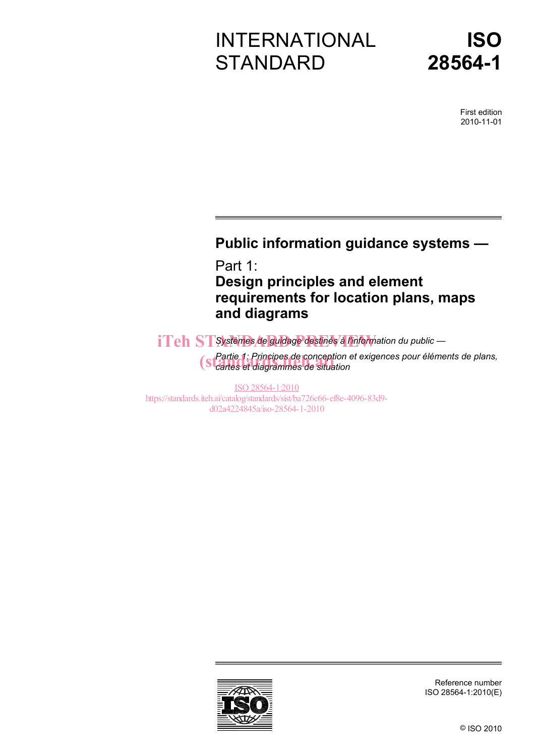# INTERNATIONAL STANDARD

# ISO 28564-1

First edition
2010-11-01

## Public information guidance systems —

Part 1:
**Design principles and element requirements for location plans, maps and diagrams**

*Systèmes de guidage destinés à l'information du public —*

*Partie 1: Principes de conception et exigences pour éléments de plans, cartes et diagrammes de situation*

iTeh STANDARD PREVIEW
(standards.iteh.ai)

ISO 28564-1:2010
https://standards.iteh.ai/catalog/standards/sist/ba726c66-ef8e-4096-83d9-d02a4224845a/iso-28564-1-2010

Reference number
ISO 28564-1:2010(E)

© ISO 2010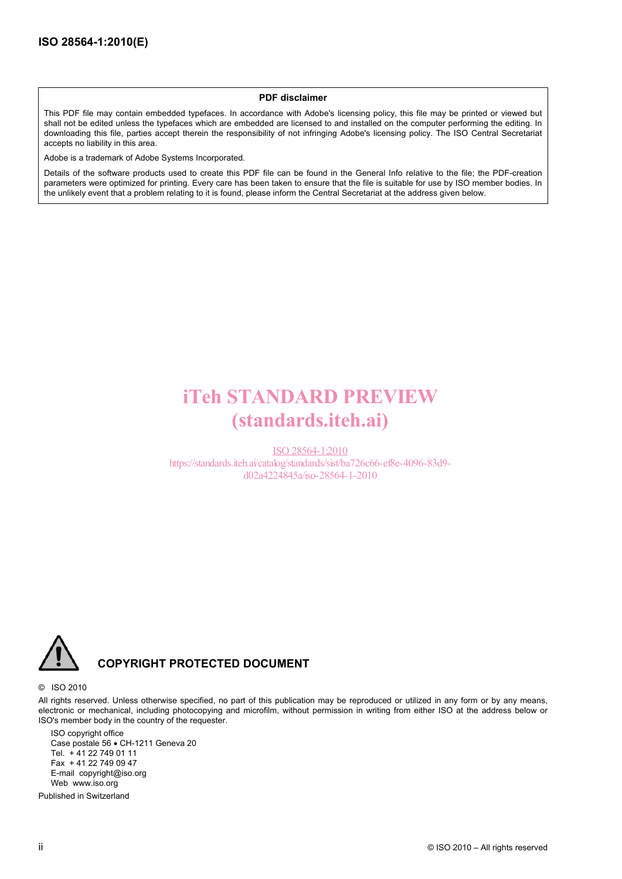**PDF disclaimer**

This PDF file may contain embedded typefaces. In accordance with Adobe's licensing policy, this file may be printed or viewed but shall not be edited unless the typefaces which are embedded are licensed to and installed on the computer performing the editing. In downloading this file, parties accept therein the responsibility of not infringing Adobe's licensing policy. The ISO Central Secretariat accepts no liability in this area.

Adobe is a trademark of Adobe Systems Incorporated.

Details of the software products used to create this PDF file can be found in the General Info relative to the file; the PDF-creation parameters were optimized for printing. Every care has been taken to ensure that the file is suitable for use by ISO member bodies. In the unlikely event that a problem relating to it is found, please inform the Central Secretariat at the address given below.

iTeh STANDARD PREVIEW
(standards.iteh.ai)

ISO 28564-1:2010
https://standards.iteh.ai/catalog/standards/sist/ba726c66-ef8e-4096-83d9-d02a4224845a/iso-28564-1-2010

**COPYRIGHT PROTECTED DOCUMENT**

© ISO 2010

All rights reserved. Unless otherwise specified, no part of this publication may be reproduced or utilized in any form or by any means, electronic or mechanical, including photocopying and microfilm, without permission in writing from either ISO at the address below or ISO's member body in the country of the requester.

ISO copyright office
Case postale 56 • CH-1211 Geneva 20
Tel. + 41 22 749 01 11
Fax + 41 22 749 09 47
E-mail copyright@iso.org
Web www.iso.org

Published in Switzerland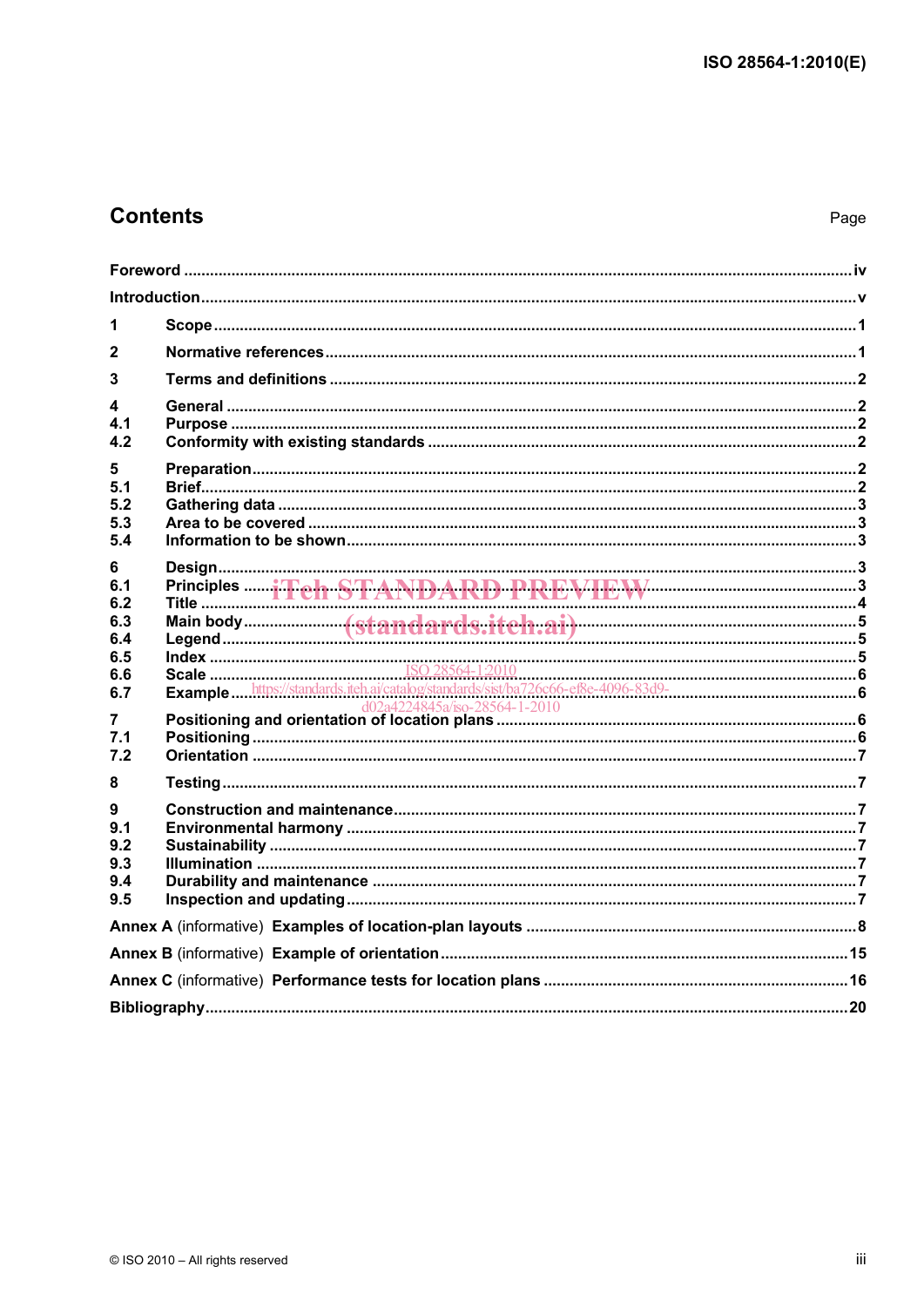## Contents

Page

Foreword ..... iv

Introduction ..... v

1 Scope ..... 1

2 Normative references ..... 1

3 Terms and definitions ..... 2

4 General ..... 2
4.1 Purpose ..... 2
4.2 Conformity with existing standards ..... 2

5 Preparation ..... 2
5.1 Brief ..... 2
5.2 Gathering data ..... 3
5.3 Area to be covered ..... 3
5.4 Information to be shown ..... 3

6 Design ..... 3
6.1 Principles ..... 3
6.2 Title ..... 4
6.3 Main body ..... 5
6.4 Legend ..... 5
6.5 Index ..... 5
6.6 Scale ..... 6
6.7 Example ..... 6

7 Positioning and orientation of location plans ..... 6
7.1 Positioning ..... 6
7.2 Orientation ..... 7

8 Testing ..... 7

9 Construction and maintenance ..... 7
9.1 Environmental harmony ..... 7
9.2 Sustainability ..... 7
9.3 Illumination ..... 7
9.4 Durability and maintenance ..... 7
9.5 Inspection and updating ..... 7

Annex A (informative) Examples of location-plan layouts ..... 8

Annex B (informative) Example of orientation ..... 15

Annex C (informative) Performance tests for location plans ..... 16

Bibliography ..... 20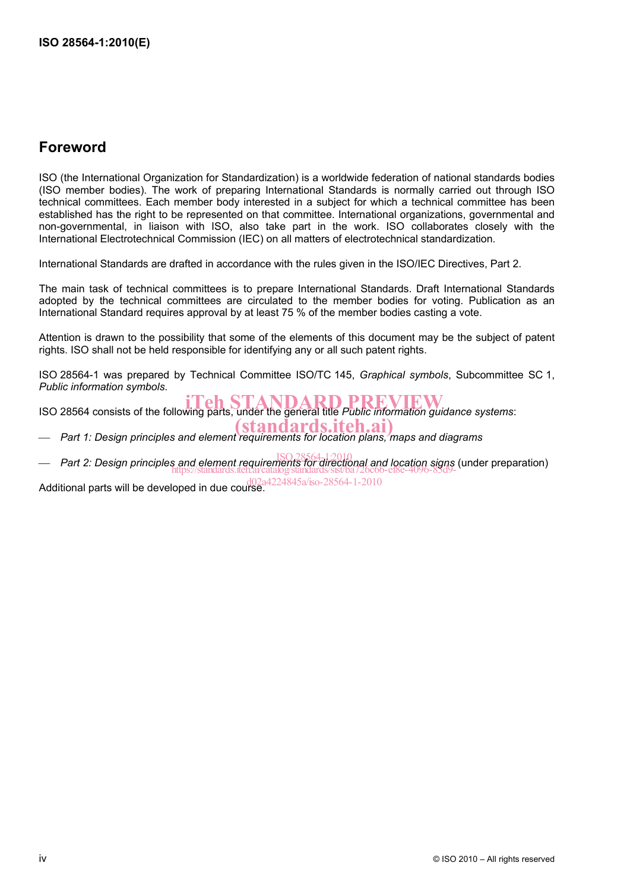## Foreword

ISO (the International Organization for Standardization) is a worldwide federation of national standards bodies (ISO member bodies). The work of preparing International Standards is normally carried out through ISO technical committees. Each member body interested in a subject for which a technical committee has been established has the right to be represented on that committee. International organizations, governmental and non-governmental, in liaison with ISO, also take part in the work. ISO collaborates closely with the International Electrotechnical Commission (IEC) on all matters of electrotechnical standardization.

International Standards are drafted in accordance with the rules given in the ISO/IEC Directives, Part 2.

The main task of technical committees is to prepare International Standards. Draft International Standards adopted by the technical committees are circulated to the member bodies for voting. Publication as an International Standard requires approval by at least 75 % of the member bodies casting a vote.

Attention is drawn to the possibility that some of the elements of this document may be the subject of patent rights. ISO shall not be held responsible for identifying any or all such patent rights.

ISO 28564-1 was prepared by Technical Committee ISO/TC 145, *Graphical symbols*, Subcommittee SC 1, *Public information symbols*.

ISO 28564 consists of the following parts, under the general title *Public information guidance systems*:

— *Part 1: Design principles and element requirements for location plans, maps and diagrams*

— *Part 2: Design principles and element requirements for directional and location signs* (under preparation)

Additional parts will be developed in due course.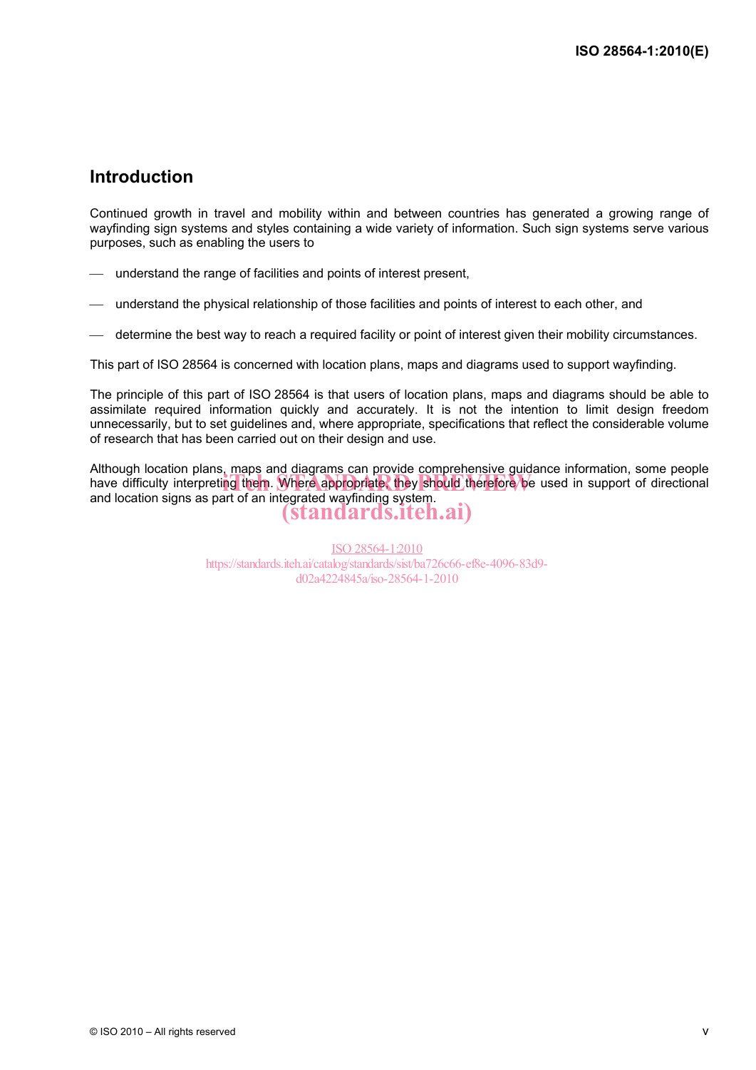## Introduction

Continued growth in travel and mobility within and between countries has generated a growing range of wayfinding sign systems and styles containing a wide variety of information. Such sign systems serve various purposes, such as enabling the users to

- understand the range of facilities and points of interest present,
- understand the physical relationship of those facilities and points of interest to each other, and
- determine the best way to reach a required facility or point of interest given their mobility circumstances.

This part of ISO 28564 is concerned with location plans, maps and diagrams used to support wayfinding.

The principle of this part of ISO 28564 is that users of location plans, maps and diagrams should be able to assimilate required information quickly and accurately. It is not the intention to limit design freedom unnecessarily, but to set guidelines and, where appropriate, specifications that reflect the considerable volume of research that has been carried out on their design and use.

Although location plans, maps and diagrams can provide comprehensive guidance information, some people have difficulty interpreting them. Where appropriate, they should therefore be used in support of directional and location signs as part of an integrated wayfinding system.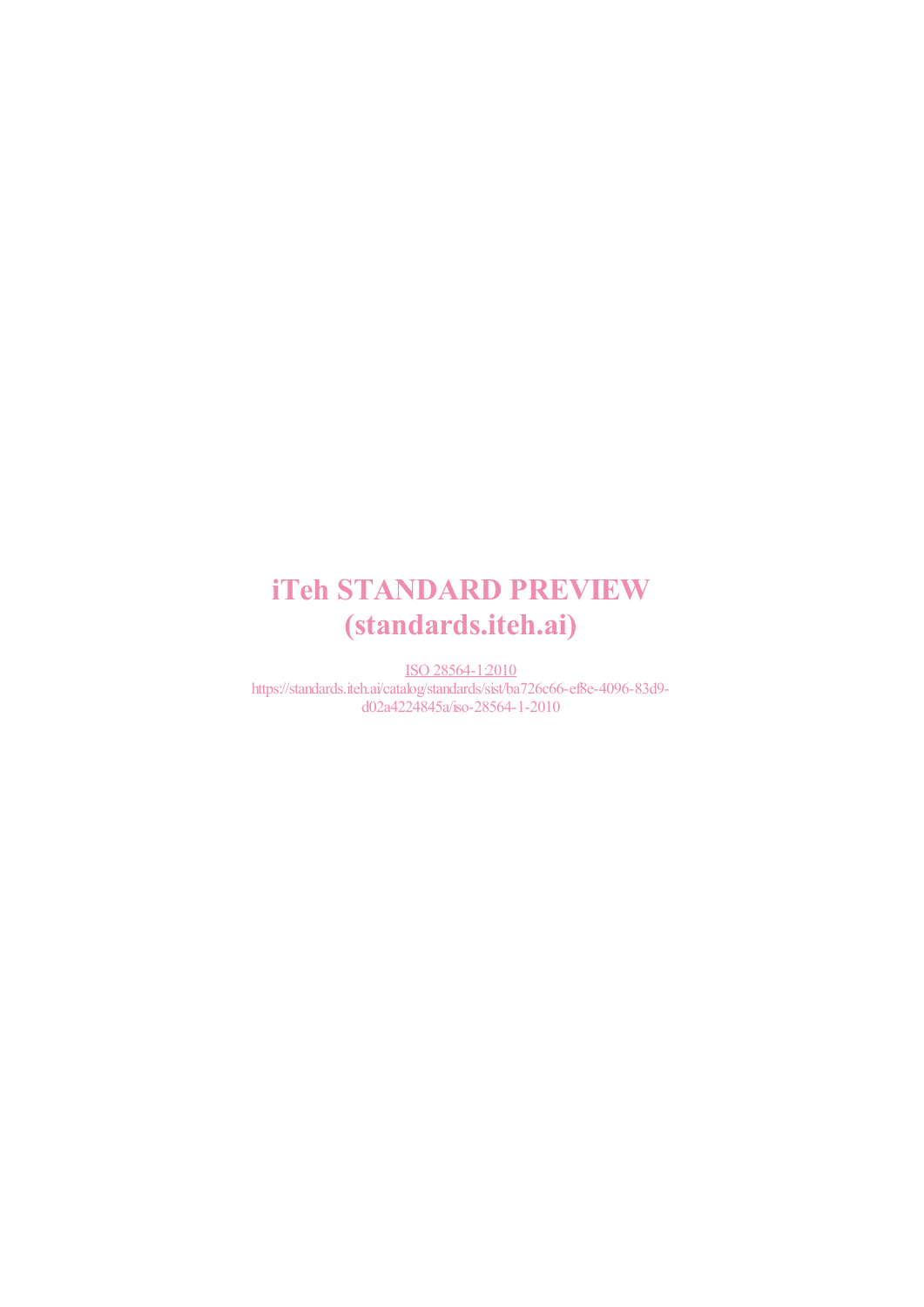iTeh STANDARD PREVIEW
(standards.iteh.ai)

ISO 28564-1:2010
https://standards.iteh.ai/catalog/standards/sist/ba726c66-ef8e-4096-83d9-d02a4224845a/iso-28564-1-2010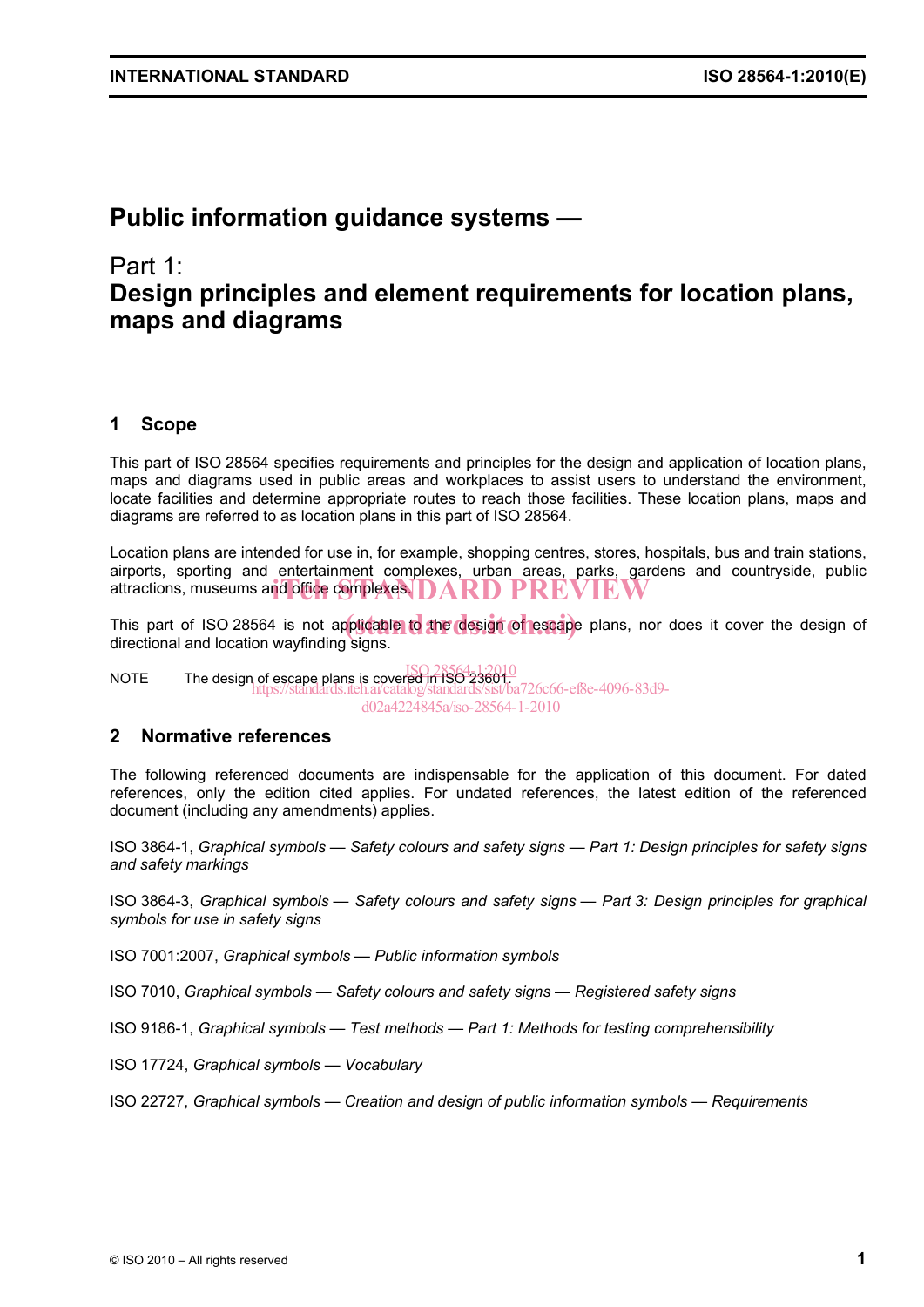# Public information guidance systems —

# Part 1: Design principles and element requirements for location plans, maps and diagrams

## 1 Scope

This part of ISO 28564 specifies requirements and principles for the design and application of location plans, maps and diagrams used in public areas and workplaces to assist users to understand the environment, locate facilities and determine appropriate routes to reach those facilities. These location plans, maps and diagrams are referred to as location plans in this part of ISO 28564.

Location plans are intended for use in, for example, shopping centres, stores, hospitals, bus and train stations, airports, sporting and entertainment complexes, urban areas, parks, gardens and countryside, public attractions, museums and office complexes.

This part of ISO 28564 is not applicable to the design of escape plans, nor does it cover the design of directional and location wayfinding signs.

NOTE The design of escape plans is covered in ISO 23601.

## 2 Normative references

The following referenced documents are indispensable for the application of this document. For dated references, only the edition cited applies. For undated references, the latest edition of the referenced document (including any amendments) applies.

ISO 3864-1, *Graphical symbols — Safety colours and safety signs — Part 1: Design principles for safety signs and safety markings*

ISO 3864-3, *Graphical symbols — Safety colours and safety signs — Part 3: Design principles for graphical symbols for use in safety signs*

ISO 7001:2007, *Graphical symbols — Public information symbols*

ISO 7010, *Graphical symbols — Safety colours and safety signs — Registered safety signs*

ISO 9186-1, *Graphical symbols — Test methods — Part 1: Methods for testing comprehensibility*

ISO 17724, *Graphical symbols — Vocabulary*

ISO 22727, *Graphical symbols — Creation and design of public information symbols — Requirements*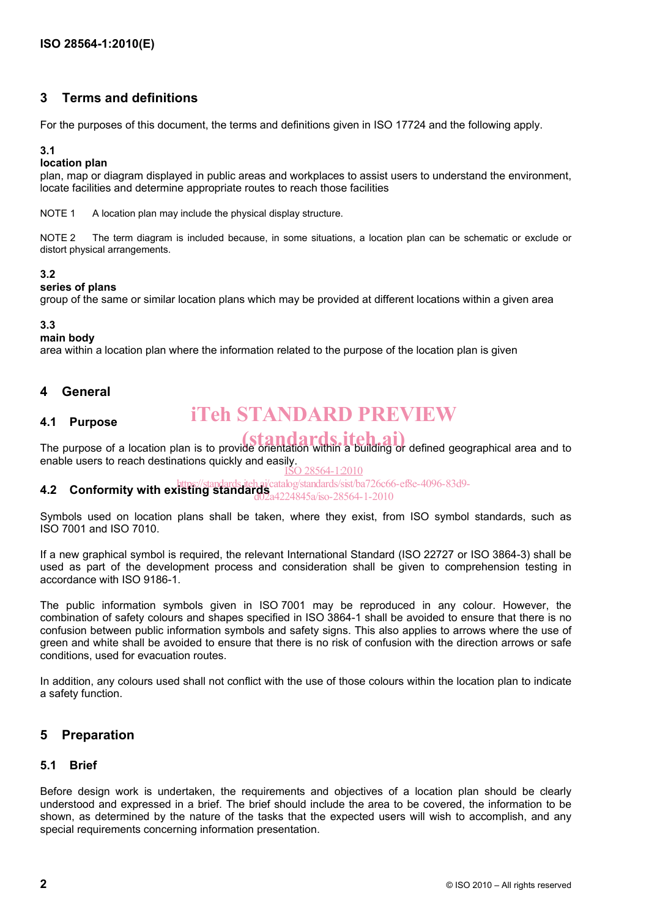## 3 Terms and definitions

For the purposes of this document, the terms and definitions given in ISO 17724 and the following apply.

**3.1**
**location plan**
plan, map or diagram displayed in public areas and workplaces to assist users to understand the environment, locate facilities and determine appropriate routes to reach those facilities

NOTE 1 A location plan may include the physical display structure.

NOTE 2 The term diagram is included because, in some situations, a location plan can be schematic or exclude or distort physical arrangements.

**3.2**
**series of plans**
group of the same or similar location plans which may be provided at different locations within a given area

**3.3**
**main body**
area within a location plan where the information related to the purpose of the location plan is given

## 4 General

### 4.1 Purpose

The purpose of a location plan is to provide orientation within a building or defined geographical area and to enable users to reach destinations quickly and easily.

### 4.2 Conformity with existing standards

Symbols used on location plans shall be taken, where they exist, from ISO symbol standards, such as ISO 7001 and ISO 7010.

If a new graphical symbol is required, the relevant International Standard (ISO 22727 or ISO 3864-3) shall be used as part of the development process and consideration shall be given to comprehension testing in accordance with ISO 9186-1.

The public information symbols given in ISO 7001 may be reproduced in any colour. However, the combination of safety colours and shapes specified in ISO 3864-1 shall be avoided to ensure that there is no confusion between public information symbols and safety signs. This also applies to arrows where the use of green and white shall be avoided to ensure that there is no risk of confusion with the direction arrows or safe conditions, used for evacuation routes.

In addition, any colours used shall not conflict with the use of those colours within the location plan to indicate a safety function.

## 5 Preparation

### 5.1 Brief

Before design work is undertaken, the requirements and objectives of a location plan should be clearly understood and expressed in a brief. The brief should include the area to be covered, the information to be shown, as determined by the nature of the tasks that the expected users will wish to accomplish, and any special requirements concerning information presentation.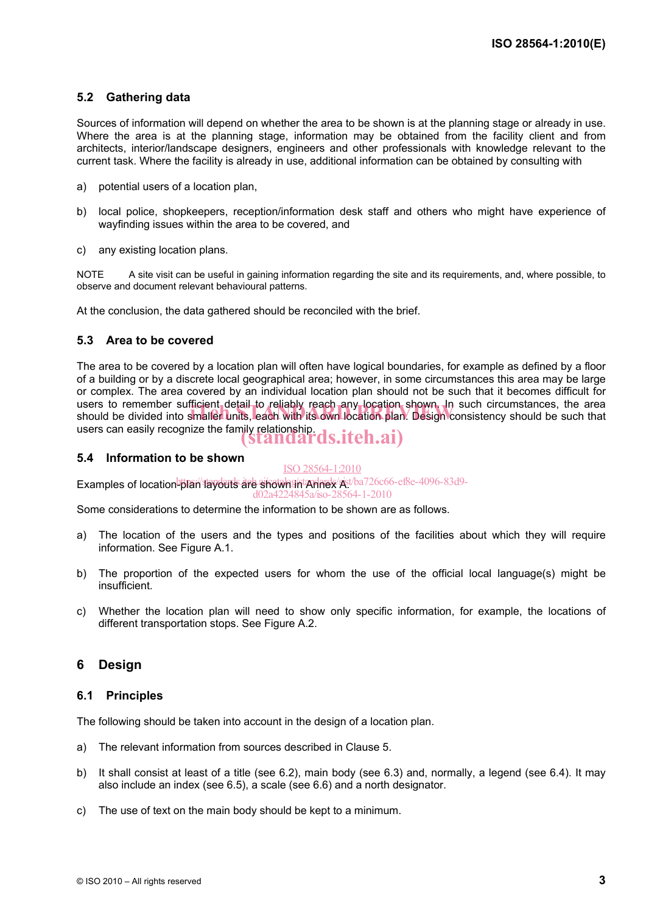### 5.2 Gathering data

Sources of information will depend on whether the area to be shown is at the planning stage or already in use. Where the area is at the planning stage, information may be obtained from the facility client and from architects, interior/landscape designers, engineers and other professionals with knowledge relevant to the current task. Where the facility is already in use, additional information can be obtained by consulting with

a) potential users of a location plan,

b) local police, shopkeepers, reception/information desk staff and others who might have experience of wayfinding issues within the area to be covered, and

c) any existing location plans.

NOTE A site visit can be useful in gaining information regarding the site and its requirements, and, where possible, to observe and document relevant behavioural patterns.

At the conclusion, the data gathered should be reconciled with the brief.

### 5.3 Area to be covered

The area to be covered by a location plan will often have logical boundaries, for example as defined by a floor of a building or by a discrete local geographical area; however, in some circumstances this area may be large or complex. The area covered by an individual location plan should not be such that it becomes difficult for users to remember sufficient detail to reliably reach any location shown. In such circumstances, the area should be divided into smaller units, each with its own location plan. Design consistency should be such that users can easily recognize the family relationship.

### 5.4 Information to be shown

Examples of location-plan layouts are shown in Annex A.

Some considerations to determine the information to be shown are as follows.

a) The location of the users and the types and positions of the facilities about which they will require information. See Figure A.1.

b) The proportion of the expected users for whom the use of the official local language(s) might be insufficient.

c) Whether the location plan will need to show only specific information, for example, the locations of different transportation stops. See Figure A.2.

## 6 Design

### 6.1 Principles

The following should be taken into account in the design of a location plan.

a) The relevant information from sources described in Clause 5.

b) It shall consist at least of a title (see 6.2), main body (see 6.3) and, normally, a legend (see 6.4). It may also include an index (see 6.5), a scale (see 6.6) and a north designator.

c) The use of text on the main body should be kept to a minimum.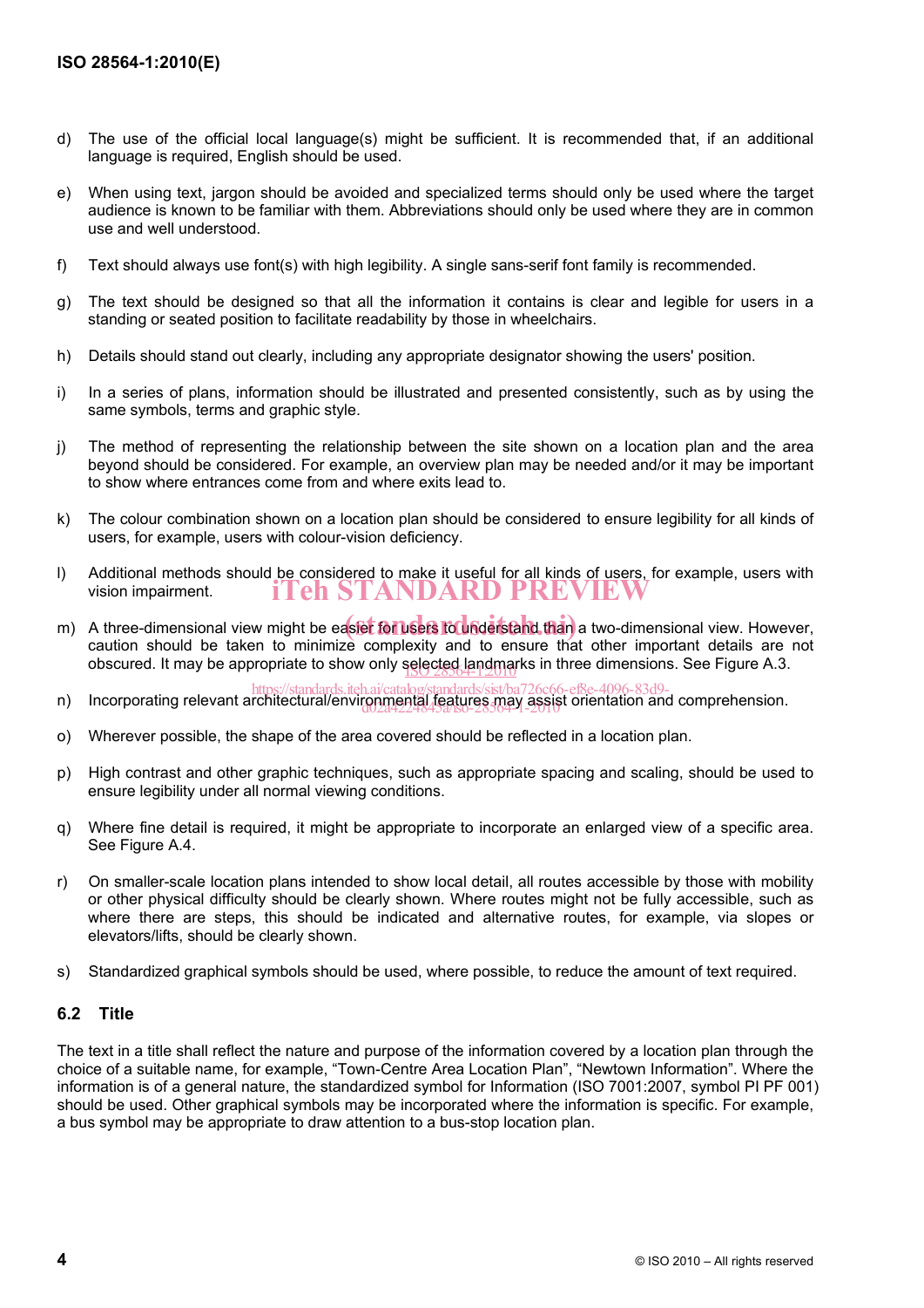d) The use of the official local language(s) might be sufficient. It is recommended that, if an additional language is required, English should be used.

e) When using text, jargon should be avoided and specialized terms should only be used where the target audience is known to be familiar with them. Abbreviations should only be used where they are in common use and well understood.

f) Text should always use font(s) with high legibility. A single sans-serif font family is recommended.

g) The text should be designed so that all the information it contains is clear and legible for users in a standing or seated position to facilitate readability by those in wheelchairs.

h) Details should stand out clearly, including any appropriate designator showing the users' position.

i) In a series of plans, information should be illustrated and presented consistently, such as by using the same symbols, terms and graphic style.

j) The method of representing the relationship between the site shown on a location plan and the area beyond should be considered. For example, an overview plan may be needed and/or it may be important to show where entrances come from and where exits lead to.

k) The colour combination shown on a location plan should be considered to ensure legibility for all kinds of users, for example, users with colour-vision deficiency.

l) Additional methods should be considered to make it useful for all kinds of users, for example, users with vision impairment.

m) A three-dimensional view might be easier for users to understand than a two-dimensional view. However, caution should be taken to minimize complexity and to ensure that other important details are not obscured. It may be appropriate to show only selected landmarks in three dimensions. See Figure A.3.

n) Incorporating relevant architectural/environmental features may assist orientation and comprehension.

o) Wherever possible, the shape of the area covered should be reflected in a location plan.

p) High contrast and other graphic techniques, such as appropriate spacing and scaling, should be used to ensure legibility under all normal viewing conditions.

q) Where fine detail is required, it might be appropriate to incorporate an enlarged view of a specific area. See Figure A.4.

r) On smaller-scale location plans intended to show local detail, all routes accessible by those with mobility or other physical difficulty should be clearly shown. Where routes might not be fully accessible, such as where there are steps, this should be indicated and alternative routes, for example, via slopes or elevators/lifts, should be clearly shown.

s) Standardized graphical symbols should be used, where possible, to reduce the amount of text required.

### 6.2 Title

The text in a title shall reflect the nature and purpose of the information covered by a location plan through the choice of a suitable name, for example, "Town-Centre Area Location Plan", "Newtown Information". Where the information is of a general nature, the standardized symbol for Information (ISO 7001:2007, symbol PI PF 001) should be used. Other graphical symbols may be incorporated where the information is specific. For example, a bus symbol may be appropriate to draw attention to a bus-stop location plan.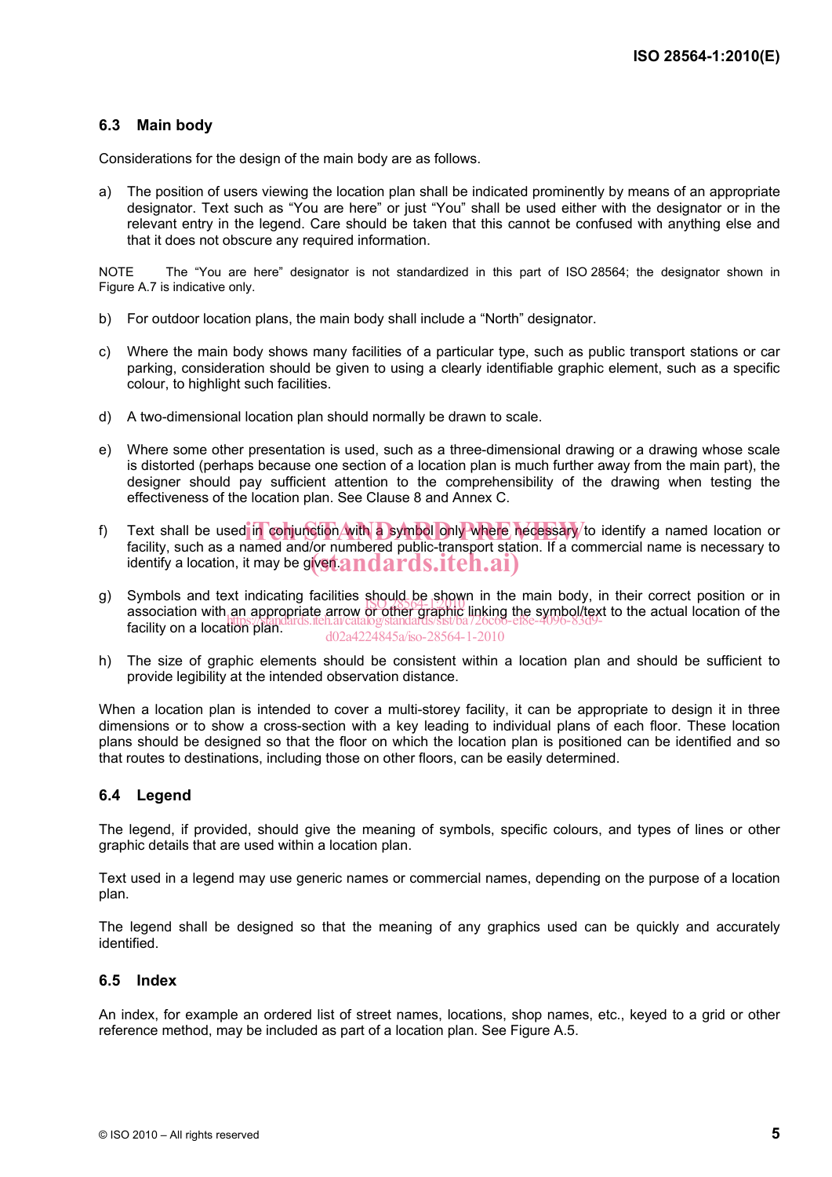## 6.3 Main body

Considerations for the design of the main body are as follows.

a) The position of users viewing the location plan shall be indicated prominently by means of an appropriate designator. Text such as “You are here” or just “You” shall be used either with the designator or in the relevant entry in the legend. Care should be taken that this cannot be confused with anything else and that it does not obscure any required information.

NOTE The “You are here” designator is not standardized in this part of ISO 28564; the designator shown in Figure A.7 is indicative only.

b) For outdoor location plans, the main body shall include a “North” designator.

c) Where the main body shows many facilities of a particular type, such as public transport stations or car parking, consideration should be given to using a clearly identifiable graphic element, such as a specific colour, to highlight such facilities.

d) A two-dimensional location plan should normally be drawn to scale.

e) Where some other presentation is used, such as a three-dimensional drawing or a drawing whose scale is distorted (perhaps because one section of a location plan is much further away from the main part), the designer should pay sufficient attention to the comprehensibility of the drawing when testing the effectiveness of the location plan. See Clause 8 and Annex C.

f) Text shall be used in conjunction with a symbol only where necessary to identify a named location or facility, such as a named and/or numbered public-transport station. If a commercial name is necessary to identify a location, it may be given.

g) Symbols and text indicating facilities should be shown in the main body, in their correct position or in association with an appropriate arrow or other graphic linking the symbol/text to the actual location of the facility on a location plan.

h) The size of graphic elements should be consistent within a location plan and should be sufficient to provide legibility at the intended observation distance.

When a location plan is intended to cover a multi-storey facility, it can be appropriate to design it in three dimensions or to show a cross-section with a key leading to individual plans of each floor. These location plans should be designed so that the floor on which the location plan is positioned can be identified and so that routes to destinations, including those on other floors, can be easily determined.

## 6.4 Legend

The legend, if provided, should give the meaning of symbols, specific colours, and types of lines or other graphic details that are used within a location plan.

Text used in a legend may use generic names or commercial names, depending on the purpose of a location plan.

The legend shall be designed so that the meaning of any graphics used can be quickly and accurately identified.

## 6.5 Index

An index, for example an ordered list of street names, locations, shop names, etc., keyed to a grid or other reference method, may be included as part of a location plan. See Figure A.5.